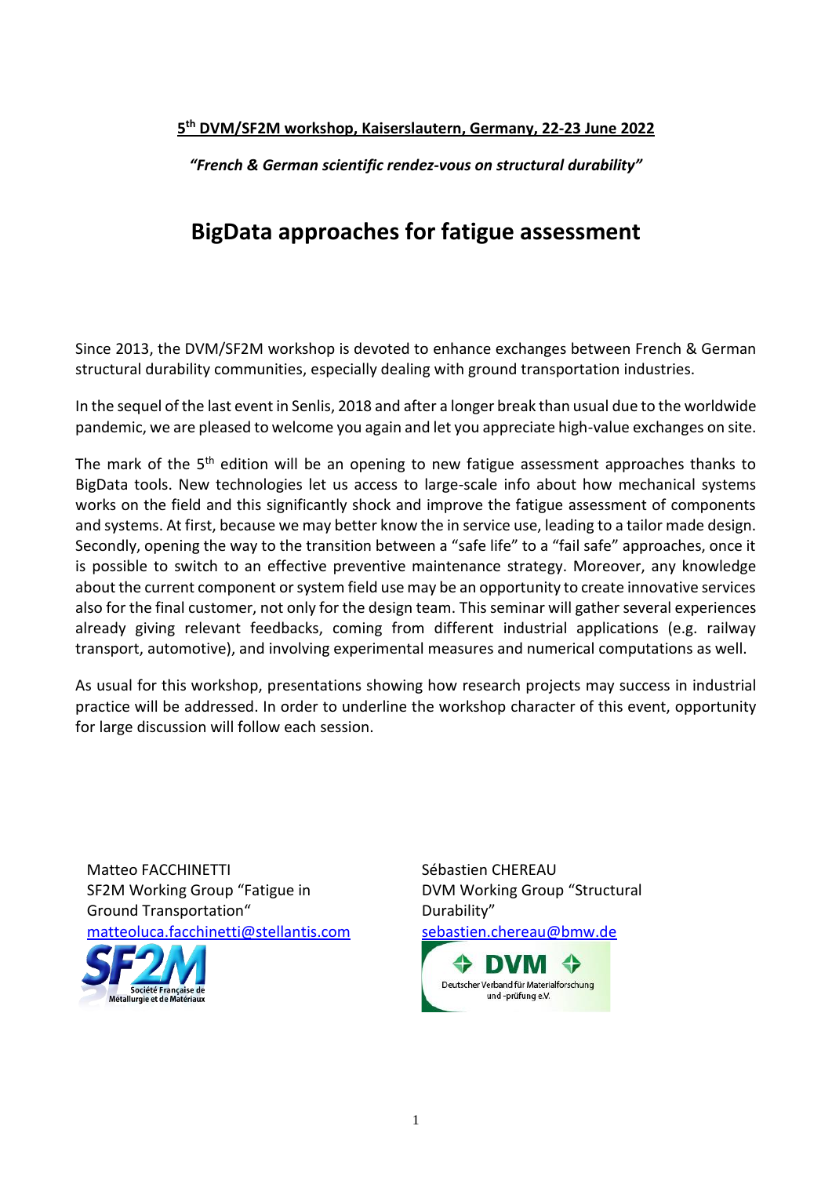**5th DVM/SF2M workshop, Kaiserslautern, Germany, 22-23 June 2022**

***"French & German scientific rendez-vous on structural durability"***

# BigData approaches for fatigue assessment

Since 2013, the DVM/SF2M workshop is devoted to enhance exchanges between French & German structural durability communities, especially dealing with ground transportation industries.

In the sequel of the last event in Senlis, 2018 and after a longer break than usual due to the worldwide pandemic, we are pleased to welcome you again and let you appreciate high-value exchanges on site.

The mark of the 5th edition will be an opening to new fatigue assessment approaches thanks to BigData tools. New technologies let us access to large-scale info about how mechanical systems works on the field and this significantly shock and improve the fatigue assessment of components and systems. At first, because we may better know the in service use, leading to a tailor made design. Secondly, opening the way to the transition between a "safe life" to a "fail safe" approaches, once it is possible to switch to an effective preventive maintenance strategy. Moreover, any knowledge about the current component or system field use may be an opportunity to create innovative services also for the final customer, not only for the design team. This seminar will gather several experiences already giving relevant feedbacks, coming from different industrial applications (e.g. railway transport, automotive), and involving experimental measures and numerical computations as well.

As usual for this workshop, presentations showing how research projects may success in industrial practice will be addressed. In order to underline the workshop character of this event, opportunity for large discussion will follow each session.

Matteo FACCHINETTI
SF2M Working Group "Fatigue in Ground Transportation"
matteoluca.facchinetti@stellantis.com

SF2M Société Française de Métallurgie et de Matériaux

Sébastien CHEREAU
DVM Working Group "Structural Durability"
sebastien.chereau@bmw.de

DVM Deutscher Verband für Materialforschung und -prüfung e.V.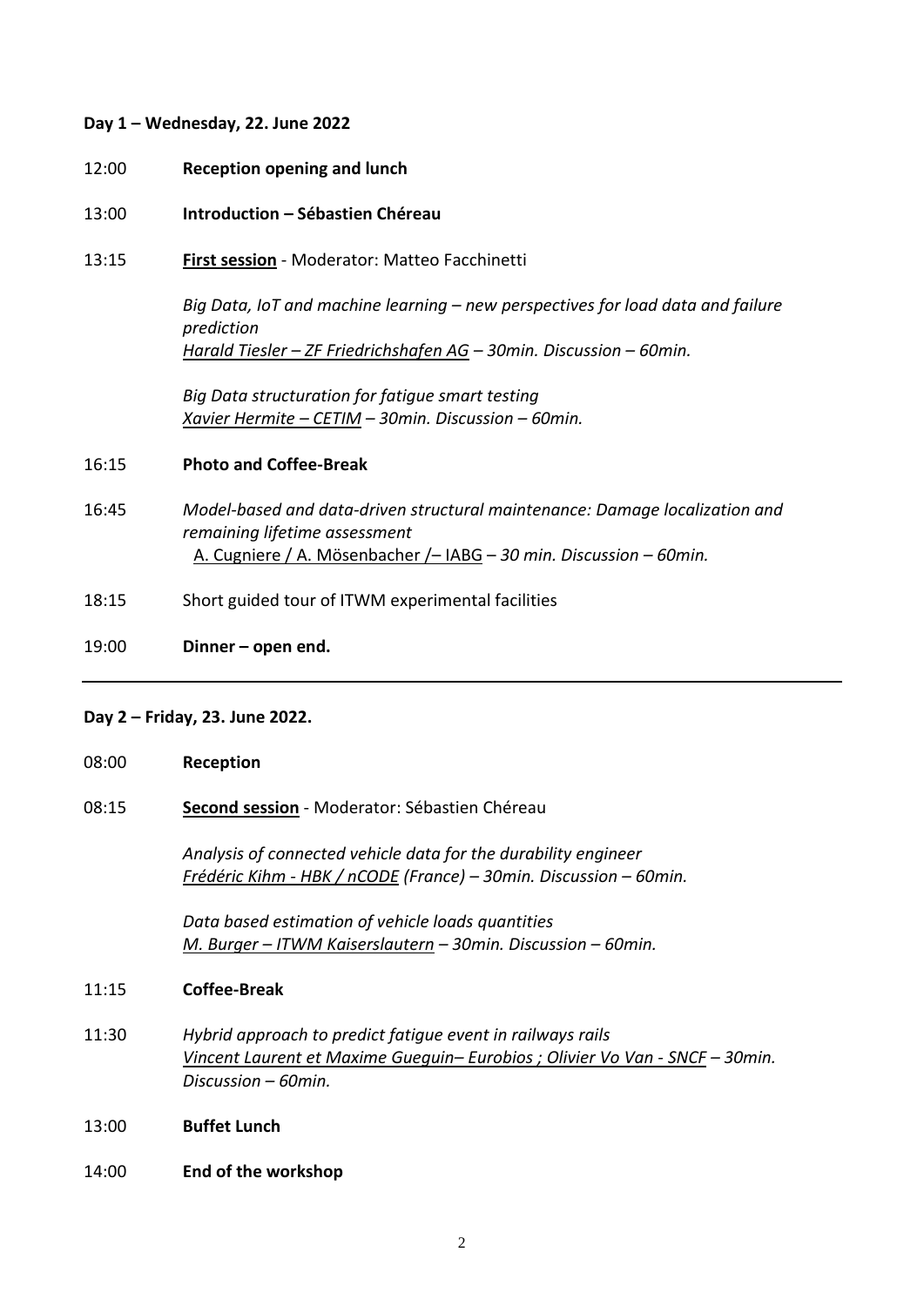**Day 1 – Wednesday, 22. June 2022**

12:00 **Reception opening and lunch**

13:00 **Introduction – Sébastien Chéreau**

13:15 **First session** - Moderator: Matteo Facchinetti

*Big Data, IoT and machine learning – new perspectives for load data and failure prediction*
*Harald Tiesler – ZF Friedrichshafen AG – 30min. Discussion – 60min.*

*Big Data structuration for fatigue smart testing*
*Xavier Hermite – CETIM – 30min. Discussion – 60min.*

16:15 **Photo and Coffee-Break**

16:45 *Model-based and data-driven structural maintenance: Damage localization and remaining lifetime assessment*
A. Cugniere / A. Mösenbacher /– IABG *– 30 min. Discussion – 60min.*

18:15 Short guided tour of ITWM experimental facilities

19:00 **Dinner – open end.**

---

**Day 2 – Friday, 23. June 2022.**

08:00 **Reception**

08:15 **Second session** - Moderator: Sébastien Chéreau

*Analysis of connected vehicle data for the durability engineer*
*Frédéric Kihm - HBK / nCODE (France) – 30min. Discussion – 60min.*

*Data based estimation of vehicle loads quantities*
*M. Burger – ITWM Kaiserslautern – 30min. Discussion – 60min.*

11:15 **Coffee-Break**

11:30 *Hybrid approach to predict fatigue event in railways rails*
*Vincent Laurent et Maxime Gueguin– Eurobios ; Olivier Vo Van - SNCF – 30min. Discussion – 60min.*

13:00 **Buffet Lunch**

14:00 **End of the workshop**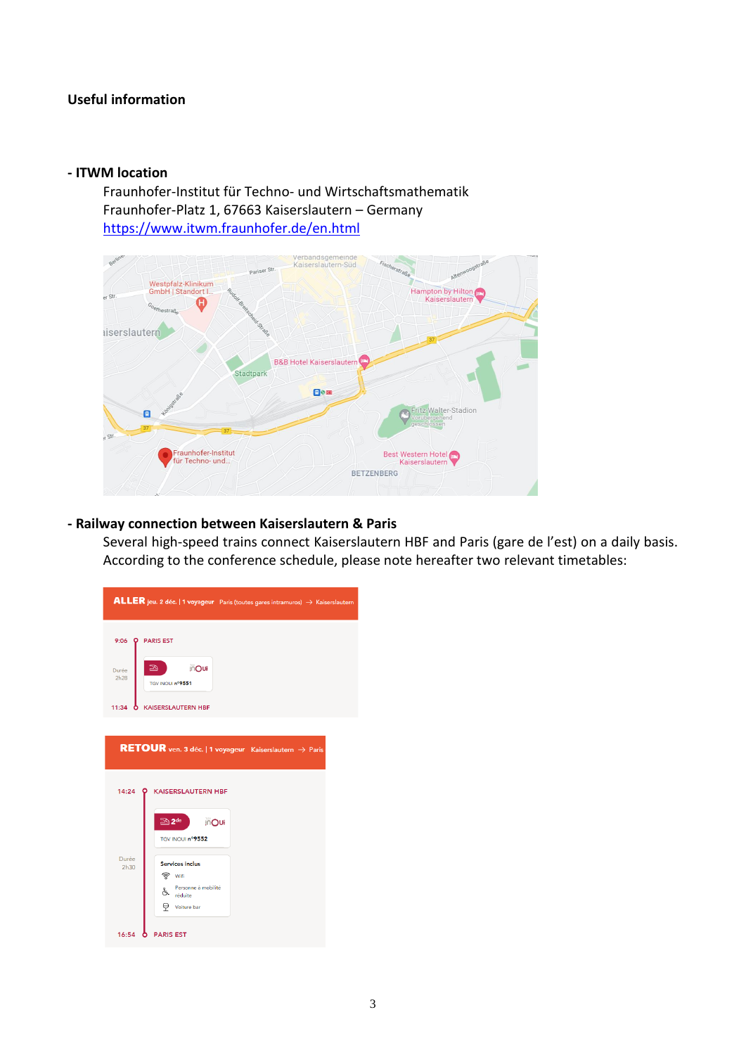**Useful information**

**- ITWM location**

Fraunhofer-Institut für Techno- und Wirtschaftsmathematik
Fraunhofer-Platz 1, 67663 Kaiserslautern – Germany
https://www.itwm.fraunhofer.de/en.html

**- Railway connection between Kaiserslautern & Paris**

Several high-speed trains connect Kaiserslautern HBF and Paris (gare de l'est) on a daily basis. According to the conference schedule, please note hereafter two relevant timetables:

ALLER jeu. 2 déc. | 1 voyageur Paris (toutes gares intramuros) → Kaiserslautern

9:06 PARIS EST

Durée 2h28

TGV INOUI n°9551

11:34 KAISERSLAUTERN HBF

RETOUR ven. 3 déc. | 1 voyageur Kaiserslautern → Paris

14:24 KAISERSLAUTERN HBF

2de

TGV INOUI n°9552

Durée 2h30

Services inclus
Wifi
Personne à mobilité réduite
Voiture bar

16:54 PARIS EST